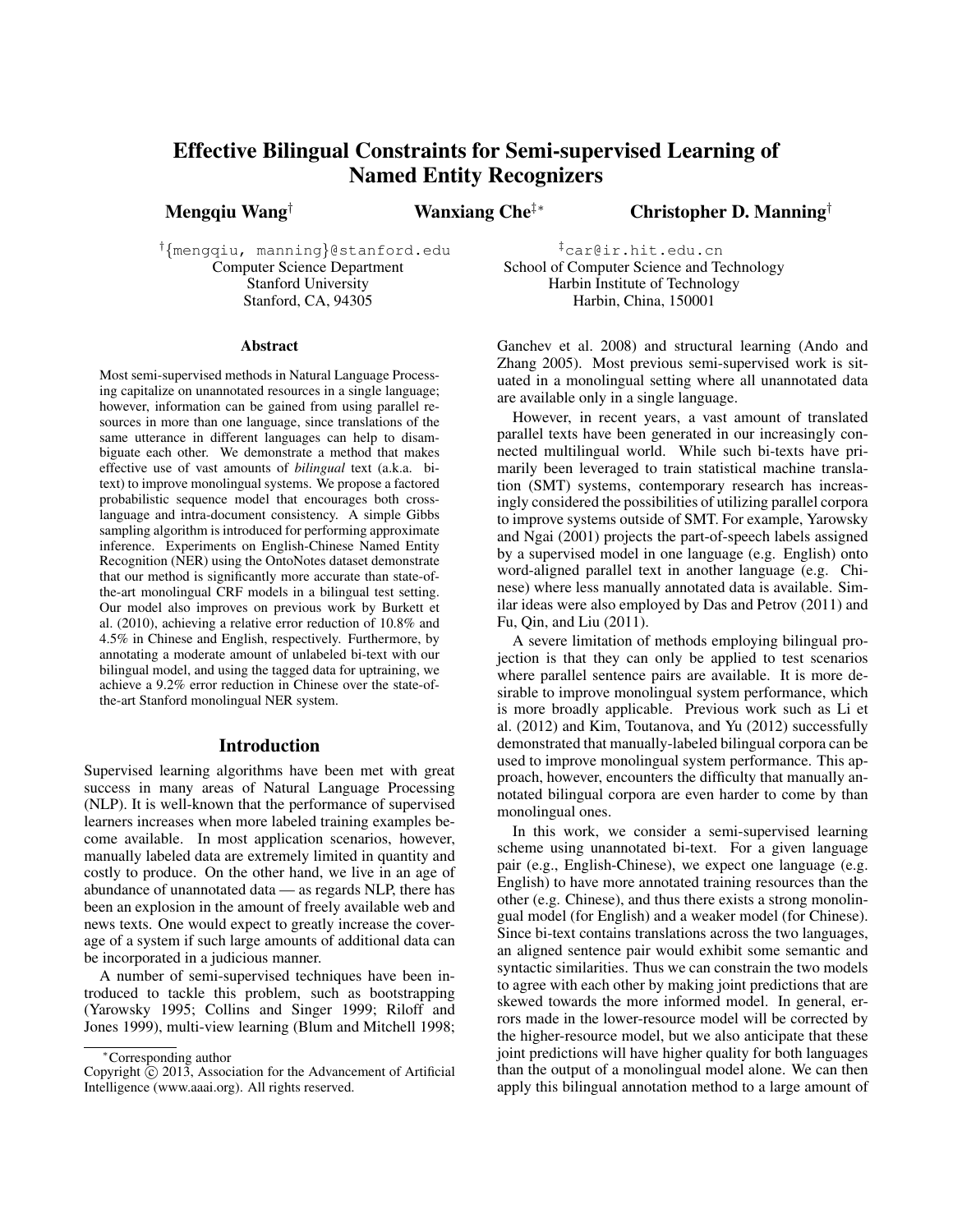# Effective Bilingual Constraints for Semi-supervised Learning of Named Entity Recognizers

**Mengqiu Wang**[†] **Wanxiang Che**[‡*] **Christopher D. Manning**[†]

[†]{mengqiu, manning}@stanford.edu
Computer Science Department
Stanford University
Stanford, CA, 94305

[‡]car@ir.hit.edu.cn
School of Computer Science and Technology
Harbin Institute of Technology
Harbin, China, 150001

## Abstract

Most semi-supervised methods in Natural Language Processing capitalize on unannotated resources in a single language; however, information can be gained from using parallel resources in more than one language, since translations of the same utterance in different languages can help to disambiguate each other. We demonstrate a method that makes effective use of vast amounts of *bilingual* text (a.k.a. bitext) to improve monolingual systems. We propose a factored probabilistic sequence model that encourages both cross-language and intra-document consistency. A simple Gibbs sampling algorithm is introduced for performing approximate inference. Experiments on English-Chinese Named Entity Recognition (NER) using the OntoNotes dataset demonstrate that our method is significantly more accurate than state-of-the-art monolingual CRF models in a bilingual test setting. Our model also improves on previous work by Burkett et al. (2010), achieving a relative error reduction of 10.8% and 4.5% in Chinese and English, respectively. Furthermore, by annotating a moderate amount of unlabeled bi-text with our bilingual model, and using the tagged data for uptraining, we achieve a 9.2% error reduction in Chinese over the state-of-the-art Stanford monolingual NER system.

## Introduction

Supervised learning algorithms have been met with great success in many areas of Natural Language Processing (NLP). It is well-known that the performance of supervised learners increases when more labeled training examples become available. In most application scenarios, however, manually labeled data are extremely limited in quantity and costly to produce. On the other hand, we live in an age of abundance of unannotated data — as regards NLP, there has been an explosion in the amount of freely available web and news texts. One would expect to greatly increase the coverage of a system if such large amounts of additional data can be incorporated in a judicious manner.

A number of semi-supervised techniques have been introduced to tackle this problem, such as bootstrapping (Yarowsky 1995; Collins and Singer 1999; Riloff and Jones 1999), multi-view learning (Blum and Mitchell 1998; Ganchev et al. 2008) and structural learning (Ando and Zhang 2005). Most previous semi-supervised work is situated in a monolingual setting where all unannotated data are available only in a single language.

However, in recent years, a vast amount of translated parallel texts have been generated in our increasingly connected multilingual world. While such bi-texts have primarily been leveraged to train statistical machine translation (SMT) systems, contemporary research has increasingly considered the possibilities of utilizing parallel corpora to improve systems outside of SMT. For example, Yarowsky and Ngai (2001) projects the part-of-speech labels assigned by a supervised model in one language (e.g. English) onto word-aligned parallel text in another language (e.g. Chinese) where less manually annotated data is available. Similar ideas were also employed by Das and Petrov (2011) and Fu, Qin, and Liu (2011).

A severe limitation of methods employing bilingual projection is that they can only be applied to test scenarios where parallel sentence pairs are available. It is more desirable to improve monolingual system performance, which is more broadly applicable. Previous work such as Li et al. (2012) and Kim, Toutanova, and Yu (2012) successfully demonstrated that manually-labeled bilingual corpora can be used to improve monolingual system performance. This approach, however, encounters the difficulty that manually annotated bilingual corpora are even harder to come by than monolingual ones.

In this work, we consider a semi-supervised learning scheme using unannotated bi-text. For a given language pair (e.g., English-Chinese), we expect one language (e.g. English) to have more annotated training resources than the other (e.g. Chinese), and thus there exists a strong monolingual model (for English) and a weaker model (for Chinese). Since bi-text contains translations across the two languages, an aligned sentence pair would exhibit some semantic and syntactic similarities. Thus we can constrain the two models to agree with each other by making joint predictions that are skewed towards the more informed model. In general, errors made in the lower-resource model will be corrected by the higher-resource model, but we also anticipate that these joint predictions will have higher quality for both languages than the output of a monolingual model alone. We can then apply this bilingual annotation method to a large amount of

*Corresponding author

Copyright © 2013, Association for the Advancement of Artificial Intelligence (www.aaai.org). All rights reserved.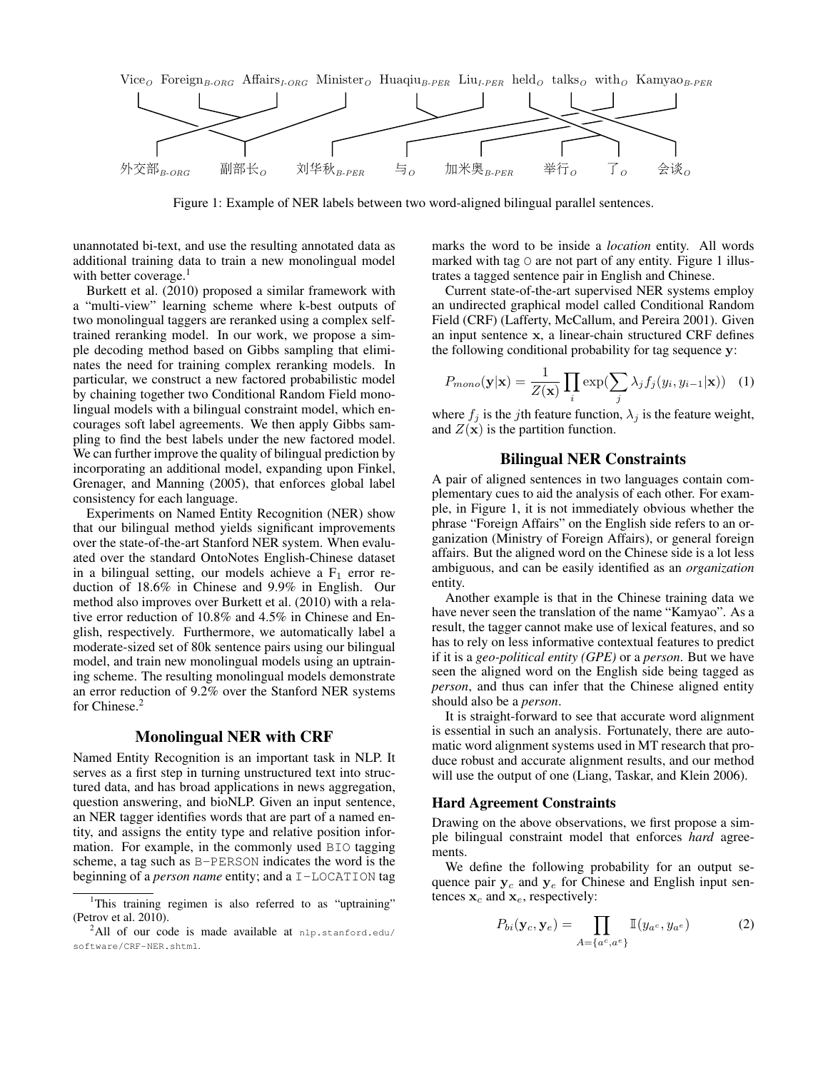Vice$_O$ Foreign$_{B\text{-}ORG}$ Affairs$_{I\text{-}ORG}$ Minister$_O$ Huaqiu$_{B\text{-}PER}$ Liu$_{I\text{-}PER}$ held$_O$ talks$_O$ with$_O$ Kamyao$_{B\text{-}PER}$

外交部$_{B\text{-}ORG}$ 副部长$_O$ 刘华秋$_{B\text{-}PER}$ 与$_O$ 加米奥$_{B\text{-}PER}$ 举行$_O$ 了$_O$ 会谈$_O$

Figure 1: Example of NER labels between two word-aligned bilingual parallel sentences.

unannotated bi-text, and use the resulting annotated data as additional training data to train a new monolingual model with better coverage.[1]

Burkett et al. (2010) proposed a similar framework with a "multi-view" learning scheme where k-best outputs of two monolingual taggers are reranked using a complex self-trained reranking model. In our work, we propose a simple decoding method based on Gibbs sampling that eliminates the need for training complex reranking models. In particular, we construct a new factored probabilistic model by chaining together two Conditional Random Field monolingual models with a bilingual constraint model, which encourages soft label agreements. We then apply Gibbs sampling to find the best labels under the new factored model. We can further improve the quality of bilingual prediction by incorporating an additional model, expanding upon Finkel, Grenager, and Manning (2005), that enforces global label consistency for each language.

Experiments on Named Entity Recognition (NER) show that our bilingual method yields significant improvements over the state-of-the-art Stanford NER system. When evaluated over the standard OntoNotes English-Chinese dataset in a bilingual setting, our models achieve a $F_1$ error reduction of 18.6% in Chinese and 9.9% in English. Our method also improves over Burkett et al. (2010) with a relative error reduction of 10.8% and 4.5% in Chinese and English, respectively. Furthermore, we automatically label a moderate-sized set of 80k sentence pairs using our bilingual model, and train new monolingual models using an uptraining scheme. The resulting monolingual models demonstrate an error reduction of 9.2% over the Stanford NER systems for Chinese.[2]

## Monolingual NER with CRF

Named Entity Recognition is an important task in NLP. It serves as a first step in turning unstructured text into structured data, and has broad applications in news aggregation, question answering, and bioNLP. Given an input sentence, an NER tagger identifies words that are part of a named entity, and assigns the entity type and relative position information. For example, in the commonly used `BIO` tagging scheme, a tag such as `B-PERSON` indicates the word is the beginning of a *person name* entity; and a `I-LOCATION` tag marks the word to be inside a *location* entity. All words marked with tag `O` are not part of any entity. Figure 1 illustrates a tagged sentence pair in English and Chinese.

Current state-of-the-art supervised NER systems employ an undirected graphical model called Conditional Random Field (CRF) (Lafferty, McCallum, and Pereira 2001). Given an input sentence $\mathbf{x}$, a linear-chain structured CRF defines the following conditional probability for tag sequence $\mathbf{y}$:

$$P_{mono}(\mathbf{y}|\mathbf{x}) = \frac{1}{Z(\mathbf{x})} \prod_i \exp(\sum_j \lambda_j f_j(y_i, y_{i-1}|\mathbf{x})) \quad (1)$$

where $f_j$ is the $j$th feature function, $\lambda_j$ is the feature weight, and $Z(\mathbf{x})$ is the partition function.

## Bilingual NER Constraints

A pair of aligned sentences in two languages contain complementary cues to aid the analysis of each other. For example, in Figure 1, it is not immediately obvious whether the phrase "Foreign Affairs" on the English side refers to an organization (Ministry of Foreign Affairs), or general foreign affairs. But the aligned word on the Chinese side is a lot less ambiguous, and can be easily identified as an *organization* entity.

Another example is that in the Chinese training data we have never seen the translation of the name "Kamyao". As a result, the tagger cannot make use of lexical features, and so has to rely on less informative contextual features to predict if it is a *geo-political entity (GPE)* or a *person*. But we have seen the aligned word on the English side being tagged as *person*, and thus can infer that the Chinese aligned entity should also be a *person*.

It is straight-forward to see that accurate word alignment is essential in such an analysis. Fortunately, there are automatic word alignment systems used in MT research that produce robust and accurate alignment results, and our method will use the output of one (Liang, Taskar, and Klein 2006).

### Hard Agreement Constraints

Drawing on the above observations, we first propose a simple bilingual constraint model that enforces *hard* agreements.

We define the following probability for an output sequence pair $\mathbf{y}_c$ and $\mathbf{y}_e$ for Chinese and English input sentences $\mathbf{x}_c$ and $\mathbf{x}_e$, respectively:

$$P_{bi}(\mathbf{y}_c, \mathbf{y}_e) = \prod_{A=\{a^c,a^e\}} \mathbb{I}(y_{a^c}, y_{a^e}) \quad (2)$$

[1] This training regimen is also referred to as "uptraining" (Petrov et al. 2010).

[2] All of our code is made available at `nlp.stanford.edu/software/CRF-NER.shtml`.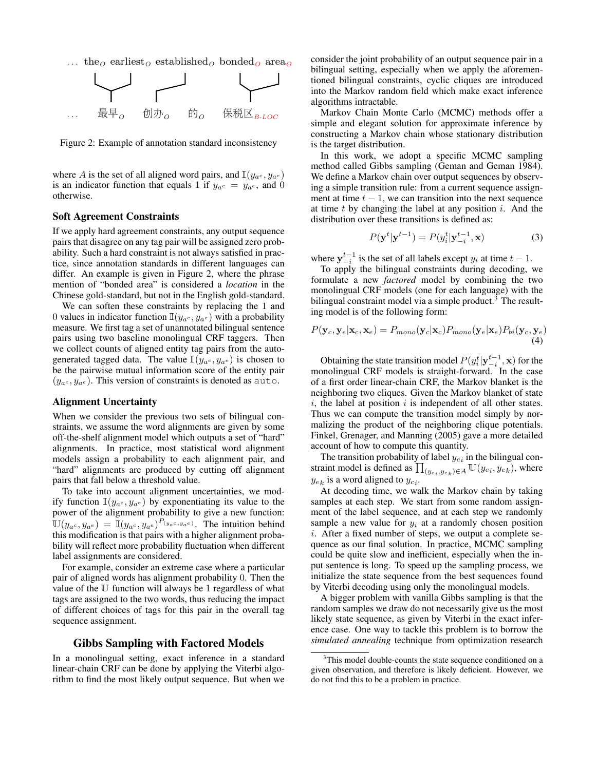... the$_O$ earliest$_O$ established$_O$ bonded$_O$ area$_O$

... 最早$_O$ 创办$_O$ 的$_O$ 保税区$_{B\text{-}LOC}$

Figure 2: Example of annotation standard inconsistency

where $A$ is the set of all aligned word pairs, and $\mathbb{I}(y_{a^c}, y_{a^e})$ is an indicator function that equals 1 if $y_{a^c} = y_{a^e}$, and 0 otherwise.

### Soft Agreement Constraints

If we apply hard agreement constraints, any output sequence pairs that disagree on any tag pair will be assigned zero probability. Such a hard constraint is not always satisfied in practice, since annotation standards in different languages can differ. An example is given in Figure 2, where the phrase mention of "bonded area" is considered a *location* in the Chinese gold-standard, but not in the English gold-standard.

We can soften these constraints by replacing the 1 and 0 values in indicator function $\mathbb{I}(y_{a^c}, y_{a^e})$ with a probability measure. We first tag a set of unannotated bilingual sentence pairs using two baseline monolingual CRF taggers. Then we collect counts of aligned entity tag pairs from the auto-generated tagged data. The value $\mathbb{I}(y_{a^c}, y_{a^e})$ is chosen to be the pairwise mutual information score of the entity pair $(y_{a^c}, y_{a^e})$. This version of constraints is denoted as `auto`.

### Alignment Uncertainty

When we consider the previous two sets of bilingual constraints, we assume the word alignments are given by some off-the-shelf alignment model which outputs a set of "hard" alignments. In practice, most statistical word alignment models assign a probability to each alignment pair, and "hard" alignments are produced by cutting off alignment pairs that fall below a threshold value.

To take into account alignment uncertainties, we modify function $\mathbb{I}(y_{a^c}, y_{a^e})$ by exponentiating its value to the power of the alignment probability to give a new function: $\mathbb{U}(y_{a^c}, y_{a^e}) = \mathbb{I}(y_{a^c}, y_{a^e})^{P_{(y_{a^c}, y_{a^e})}}$. The intuition behind this modification is that pairs with a higher alignment probability will reflect more probability fluctuation when different label assignments are considered.

For example, consider an extreme case where a particular pair of aligned words has alignment probability 0. Then the value of the $\mathbb{U}$ function will always be 1 regardless of what tags are assigned to the two words, thus reducing the impact of different choices of tags for this pair in the overall tag sequence assignment.

## Gibbs Sampling with Factored Models

In a monolingual setting, exact inference in a standard linear-chain CRF can be done by applying the Viterbi algorithm to find the most likely output sequence. But when we consider the joint probability of an output sequence pair in a bilingual setting, especially when we apply the aforementioned bilingual constraints, cyclic cliques are introduced into the Markov random field which make exact inference algorithms intractable.

Markov Chain Monte Carlo (MCMC) methods offer a simple and elegant solution for approximate inference by constructing a Markov chain whose stationary distribution is the target distribution.

In this work, we adopt a specific MCMC sampling method called Gibbs sampling (Geman and Geman 1984). We define a Markov chain over output sequences by observing a simple transition rule: from a current sequence assignment at time $t-1$, we can transition into the next sequence at time $t$ by changing the label at any position $i$. And the distribution over these transitions is defined as:

$$P(\mathbf{y}^t|\mathbf{y}^{t-1}) = P(y_i^t|\mathbf{y}_{-i}^{t-1}, \mathbf{x}) \tag{3}$$

where $\mathbf{y}_{-i}^{t-1}$ is the set of all labels except $y_i$ at time $t-1$.

To apply the bilingual constraints during decoding, we formulate a new *factored* model by combining the two monolingual CRF models (one for each language) with the bilingual constraint model via a simple product.[3] The resulting model is of the following form:

$$P(\mathbf{y}_c, \mathbf{y}_e|\mathbf{x}_c, \mathbf{x}_e) = P_{mono}(\mathbf{y}_c|\mathbf{x}_c)P_{mono}(\mathbf{y}_e|\mathbf{x}_e)P_{bi}(\mathbf{y}_c, \mathbf{y}_e) \tag{4}$$

Obtaining the state transition model $P(y_i^t|\mathbf{y}_{-i}^{t-1}, \mathbf{x})$ for the monolingual CRF models is straight-forward. In the case of a first order linear-chain CRF, the Markov blanket is the neighboring two cliques. Given the Markov blanket of state $i$, the label at position $i$ is independent of all other states. Thus we can compute the transition model simply by normalizing the product of the neighboring clique potentials. Finkel, Grenager, and Manning (2005) gave a more detailed account of how to compute this quantity.

The transition probability of label $y_{ci}$ in the bilingual constraint model is defined as $\prod_{(y_{c_i}, y_{e_k}) \in A} \mathbb{U}(y_{ci}, y_{ek})$, where $y_{ek}$ is a word aligned to $y_{ci}$.

At decoding time, we walk the Markov chain by taking samples at each step. We start from some random assignment of the label sequence, and at each step we randomly sample a new value for $y_i$ at a randomly chosen position $i$. After a fixed number of steps, we output a complete sequence as our final solution. In practice, MCMC sampling could be quite slow and inefficient, especially when the input sentence is long. To speed up the sampling process, we initialize the state sequence from the best sequences found by Viterbi decoding using only the monolingual models.

A bigger problem with vanilla Gibbs sampling is that the random samples we draw do not necessarily give us the most likely state sequence, as given by Viterbi in the exact inference case. One way to tackle this problem is to borrow the *simulated annealing* technique from optimization research

[3] This model double-counts the state sequence conditioned on a given observation, and therefore is likely deficient. However, we do not find this to be a problem in practice.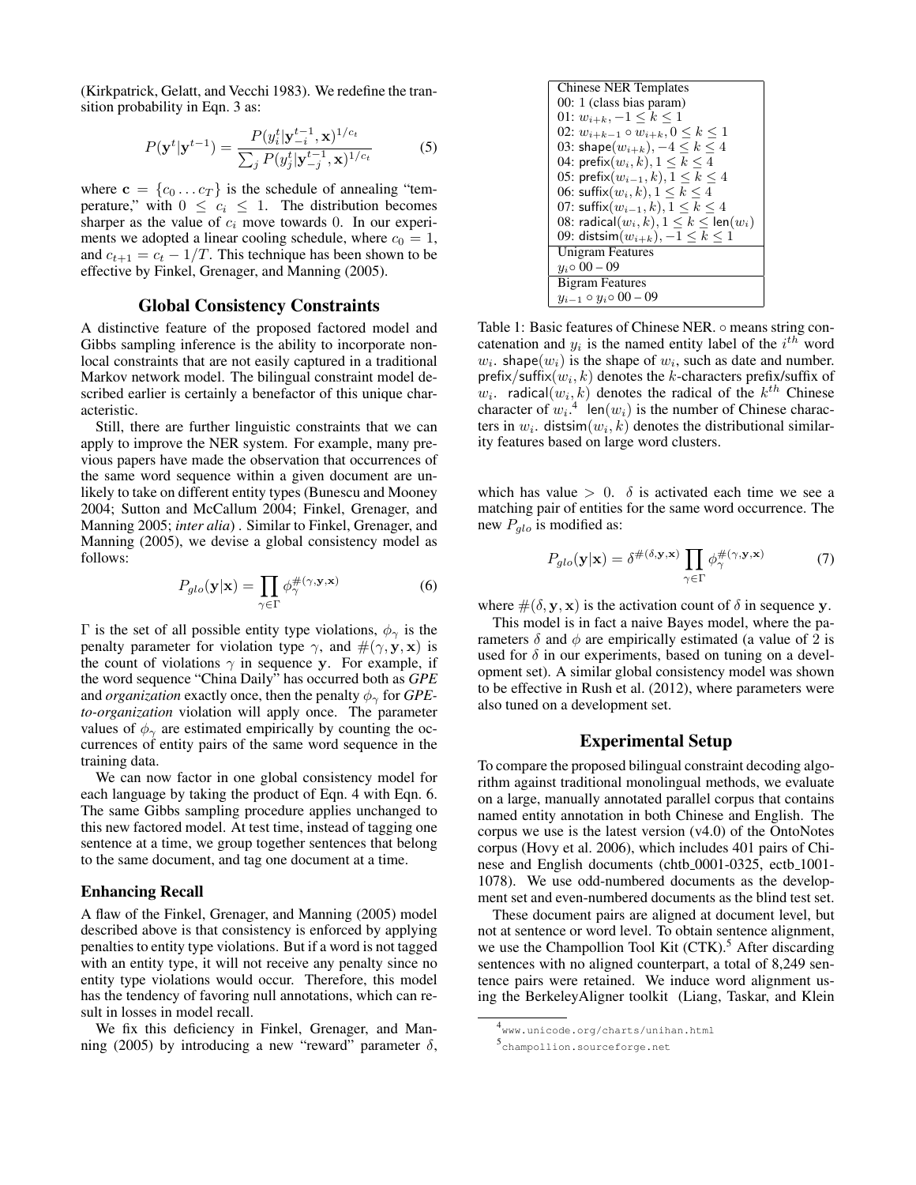(Kirkpatrick, Gelatt, and Vecchi 1983). We redefine the transition probability in Eqn. 3 as:

$$P(\mathbf{y}^t|\mathbf{y}^{t-1}) = \frac{P(y_i^t|\mathbf{y}_{-i}^{t-1}, \mathbf{x})^{1/c_t}}{\sum_j P(y_j^t|\mathbf{y}_{-j}^{t-1}, \mathbf{x})^{1/c_t}} \quad (5)$$

where $\mathbf{c} = \{c_0 \dots c_T\}$ is the schedule of annealing "temperature," with $0 \leq c_i \leq 1$. The distribution becomes sharper as the value of $c_i$ move towards 0. In our experiments we adopted a linear cooling schedule, where $c_0 = 1$, and $c_{t+1} = c_t - 1/T$. This technique has been shown to be effective by Finkel, Grenager, and Manning (2005).

## Global Consistency Constraints

A distinctive feature of the proposed factored model and Gibbs sampling inference is the ability to incorporate non-local constraints that are not easily captured in a traditional Markov network model. The bilingual constraint model described earlier is certainly a benefactor of this unique characteristic.

Still, there are further linguistic constraints that we can apply to improve the NER system. For example, many previous papers have made the observation that occurrences of the same word sequence within a given document are unlikely to take on different entity types (Bunescu and Mooney 2004; Sutton and McCallum 2004; Finkel, Grenager, and Manning 2005; *inter alia*) . Similar to Finkel, Grenager, and Manning (2005), we devise a global consistency model as follows:

$$P_{glo}(\mathbf{y}|\mathbf{x}) = \prod_{\gamma \in \Gamma} \phi_\gamma^{\#(\gamma, \mathbf{y}, \mathbf{x})} \quad (6)$$

$\Gamma$ is the set of all possible entity type violations, $\phi_\gamma$ is the penalty parameter for violation type $\gamma$, and $\#(\gamma, \mathbf{y}, \mathbf{x})$ is the count of violations $\gamma$ in sequence $\mathbf{y}$. For example, if the word sequence "China Daily" has occurred both as *GPE* and *organization* exactly once, then the penalty $\phi_\gamma$ for *GPE-to-organization* violation will apply once. The parameter values of $\phi_\gamma$ are estimated empirically by counting the occurrences of entity pairs of the same word sequence in the training data.

We can now factor in one global consistency model for each language by taking the product of Eqn. 4 with Eqn. 6. The same Gibbs sampling procedure applies unchanged to this new factored model. At test time, instead of tagging one sentence at a time, we group together sentences that belong to the same document, and tag one document at a time.

### Enhancing Recall

A flaw of the Finkel, Grenager, and Manning (2005) model described above is that consistency is enforced by applying penalties to entity type violations. But if a word is not tagged with an entity type, it will not receive any penalty since no entity type violations would occur. Therefore, this model has the tendency of favoring null annotations, which can result in losses in model recall.

We fix this deficiency in Finkel, Grenager, and Manning (2005) by introducing a new "reward" parameter $\delta$, which has value $> 0$. $\delta$ is activated each time we see a matching pair of entities for the same word occurrence. The new $P_{glo}$ is modified as:

$$P_{glo}(\mathbf{y}|\mathbf{x}) = \delta^{\#(\delta, \mathbf{y}, \mathbf{x})} \prod_{\gamma \in \Gamma} \phi_\gamma^{\#(\gamma, \mathbf{y}, \mathbf{x})} \quad (7)$$

where $\#(\delta, \mathbf{y}, \mathbf{x})$ is the activation count of $\delta$ in sequence $\mathbf{y}$.

This model is in fact a naive Bayes model, where the parameters $\delta$ and $\phi$ are empirically estimated (a value of 2 is used for $\delta$ in our experiments, based on tuning on a development set). A similar global consistency model was shown to be effective in Rush et al. (2012), where parameters were also tuned on a development set.

| Chinese NER Templates |
|---|
| 00: 1 (class bias param) |
| 01: $w_{i+k}, -1 \leq k \leq 1$ |
| 02: $w_{i+k-1} \circ w_{i+k}, 0 \leq k \leq 1$ |
| 03: $\mathsf{shape}(w_{i+k}), -4 \leq k \leq 4$ |
| 04: $\mathsf{prefix}(w_i, k), 1 \leq k \leq 4$ |
| 05: $\mathsf{prefix}(w_{i-1}, k), 1 \leq k \leq 4$ |
| 06: $\mathsf{suffix}(w_i, k), 1 \leq k \leq 4$ |
| 07: $\mathsf{suffix}(w_{i-1}, k), 1 \leq k \leq 4$ |
| 08: $\mathsf{radical}(w_i, k), 1 \leq k \leq \mathsf{len}(w_i)$ |
| 09: $\mathsf{distsim}(w_{i+k}), -1 \leq k \leq 1$ |
| **Unigram Features** |
| $y_i \circ$ 00 – 09 |
| **Bigram Features** |
| $y_{i-1} \circ y_i \circ$ 00 – 09 |

Table 1: Basic features of Chinese NER. $\circ$ means string concatenation and $y_i$ is the named entity label of the $i^{th}$ word $w_i$. $\mathsf{shape}(w_i)$ is the shape of $w_i$, such as date and number. $\mathsf{prefix}/\mathsf{suffix}(w_i, k)$ denotes the $k$-characters prefix/suffix of $w_i$. $\mathsf{radical}(w_i, k)$ denotes the radical of the $k^{th}$ Chinese character of $w_i$.[4] $\mathsf{len}(w_i)$ is the number of Chinese characters in $w_i$. $\mathsf{distsim}(w_i, k)$ denotes the distributional similarity features based on large word clusters.

## Experimental Setup

To compare the proposed bilingual constraint decoding algorithm against traditional monolingual methods, we evaluate on a large, manually annotated parallel corpus that contains named entity annotation in both Chinese and English. The corpus we use is the latest version (v4.0) of the OntoNotes corpus (Hovy et al. 2006), which includes 401 pairs of Chinese and English documents (chtb_0001-0325, ectb_1001-1078). We use odd-numbered documents as the development set and even-numbered documents as the blind test set.

These document pairs are aligned at document level, but not at sentence or word level. To obtain sentence alignment, we use the Champollion Tool Kit (CTK).[5] After discarding sentences with no aligned counterpart, a total of 8,249 sentence pairs were retained. We induce word alignment using the BerkeleyAligner toolkit (Liang, Taskar, and Klein

[4] www.unicode.org/charts/unihan.html

[5] champollion.sourceforge.net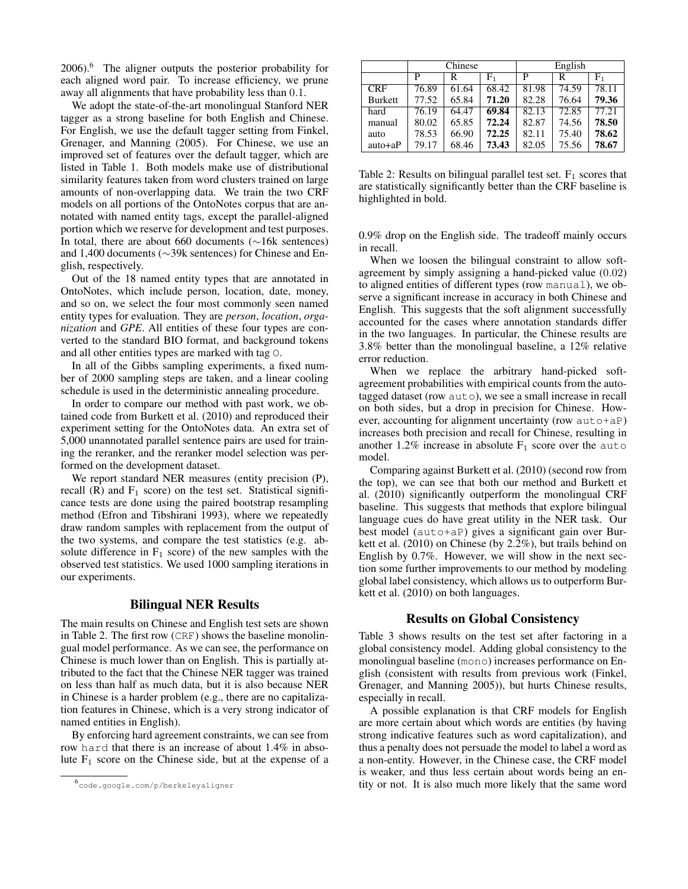2006).[6] The aligner outputs the posterior probability for each aligned word pair. To increase efficiency, we prune away all alignments that have probability less than 0.1.

We adopt the state-of-the-art monolingual Stanford NER tagger as a strong baseline for both English and Chinese. For English, we use the default tagger setting from Finkel, Grenager, and Manning (2005). For Chinese, we use an improved set of features over the default tagger, which are listed in Table 1. Both models make use of distributional similarity features taken from word clusters trained on large amounts of non-overlapping data. We train the two CRF models on all portions of the OntoNotes corpus that are annotated with named entity tags, except the parallel-aligned portion which we reserve for development and test purposes. In total, there are about 660 documents (∼16k sentences) and 1,400 documents (∼39k sentences) for Chinese and English, respectively.

Out of the 18 named entity types that are annotated in OntoNotes, which include person, location, date, money, and so on, we select the four most commonly seen named entity types for evaluation. They are *person*, *location*, *organization* and *GPE*. All entities of these four types are converted to the standard BIO format, and background tokens and all other entities types are marked with tag `O`.

In all of the Gibbs sampling experiments, a fixed number of 2000 sampling steps are taken, and a linear cooling schedule is used in the deterministic annealing procedure.

In order to compare our method with past work, we obtained code from Burkett et al. (2010) and reproduced their experiment setting for the OntoNotes data. An extra set of 5,000 unannotated parallel sentence pairs are used for training the reranker, and the reranker model selection was performed on the development dataset.

We report standard NER measures (entity precision (P), recall (R) and $F_1$ score) on the test set. Statistical significance tests are done using the paired bootstrap resampling method (Efron and Tibshirani 1993), where we repeatedly draw random samples with replacement from the output of the two systems, and compare the test statistics (e.g. absolute difference in $F_1$ score) of the new samples with the observed test statistics. We used 1000 sampling iterations in our experiments.

## Bilingual NER Results

The main results on Chinese and English test sets are shown in Table 2. The first row (`CRF`) shows the baseline monolingual model performance. As we can see, the performance on Chinese is much lower than on English. This is partially attributed to the fact that the Chinese NER tagger was trained on less than half as much data, but it is also because NER in Chinese is a harder problem (e.g., there are no capitalization features in Chinese, which is a very strong indicator of named entities in English).

By enforcing hard agreement constraints, we can see from row `hard` that there is an increase of about 1.4% in absolute $F_1$ score on the Chinese side, but at the expense of a 0.9% drop on the English side. The tradeoff mainly occurs in recall.

| | Chinese | | | English | | |
|---|---|---|---|---|---|---|
| | P | R | $F_1$ | P | R | $F_1$ |
| CRF | 76.89 | 61.64 | 68.42 | 81.98 | 74.59 | 78.11 |
| Burkett | 77.52 | 65.84 | **71.20** | 82.28 | 76.64 | **79.36** |
| hard | 76.19 | 64.47 | **69.84** | 82.13 | 72.85 | 77.21 |
| manual | 80.02 | 65.85 | **72.24** | 82.87 | 74.56 | **78.50** |
| auto | 78.53 | 66.90 | **72.25** | 82.11 | 75.40 | **78.62** |
| auto+aP | 79.17 | 68.46 | **73.43** | 82.05 | 75.56 | **78.67** |

Table 2: Results on bilingual parallel test set. $F_1$ scores that are statistically significantly better than the CRF baseline is highlighted in bold.

When we loosen the bilingual constraint to allow soft-agreement by simply assigning a hand-picked value (0.02) to aligned entities of different types (row `manual`), we observe a significant increase in accuracy in both Chinese and English. This suggests that the soft alignment successfully accounted for the cases where annotation standards differ in the two languages. In particular, the Chinese results are 3.8% better than the monolingual baseline, a 12% relative error reduction.

When we replace the arbitrary hand-picked soft-agreement probabilities with empirical counts from the auto-tagged dataset (row `auto`), we see a small increase in recall on both sides, but a drop in precision for Chinese. However, accounting for alignment uncertainty (row `auto+aP`) increases both precision and recall for Chinese, resulting in another 1.2% increase in absolute $F_1$ score over the `auto` model.

Comparing against Burkett et al. (2010) (second row from the top), we can see that both our method and Burkett et al. (2010) significantly outperform the monolingual CRF baseline. This suggests that methods that explore bilingual language cues do have great utility in the NER task. Our best model (`auto+aP`) gives a significant gain over Burkett et al. (2010) on Chinese (by 2.2%), but trails behind on English by 0.7%. However, we will show in the next section some further improvements to our method by modeling global label consistency, which allows us to outperform Burkett et al. (2010) on both languages.

## Results on Global Consistency

Table 3 shows results on the test set after factoring in a global consistency model. Adding global consistency to the monolingual baseline (`mono`) increases performance on English (consistent with results from previous work (Finkel, Grenager, and Manning 2005)), but hurts Chinese results, especially in recall.

A possible explanation is that CRF models for English are more certain about which words are entities (by having strong indicative features such as word capitalization), and thus a penalty does not persuade the model to label a word as a non-entity. However, in the Chinese case, the CRF model is weaker, and thus less certain about words being an entity or not. It is also much more likely that the same word

[6] code.google.com/p/berkeleyaligner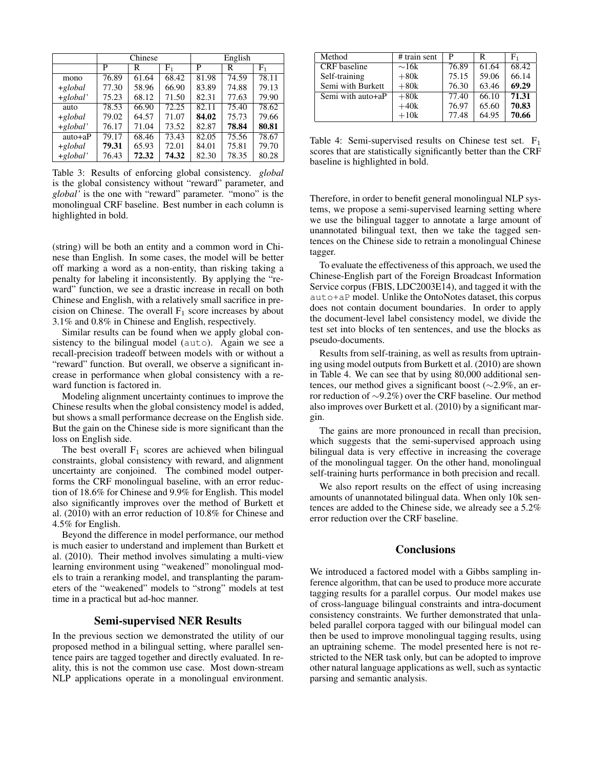|  | Chinese |  |  | English |  |  |
|---|---|---|---|---|---|---|
|  | P | R | $F_1$ | P | R | $F_1$ |
| mono | 76.89 | 61.64 | 68.42 | 81.98 | 74.59 | 78.11 |
| *+global* | 77.30 | 58.96 | 66.90 | 83.89 | 74.88 | 79.13 |
| *+global'* | 75.23 | 68.12 | 71.50 | 82.31 | 77.63 | 79.90 |
| auto | 78.53 | 66.90 | 72.25 | 82.11 | 75.40 | 78.62 |
| *+global* | 79.02 | 64.57 | 71.07 | **84.02** | 75.73 | 79.66 |
| *+global'* | 76.17 | 71.04 | 73.52 | 82.87 | **78.84** | **80.81** |
| auto+aP | 79.17 | 68.46 | 73.43 | 82.05 | 75.56 | 78.67 |
| *+global* | **79.31** | 65.93 | 72.01 | 84.01 | 75.81 | 79.70 |
| *+global'* | 76.43 | **72.32** | **74.32** | 82.30 | 78.35 | 80.28 |

Table 3: Results of enforcing global consistency. *global* is the global consistency without "reward" parameter, and *global'* is the one with "reward" parameter. "mono" is the monolingual CRF baseline. Best number in each column is highlighted in bold.

(string) will be both an entity and a common word in Chinese than English. In some cases, the model will be better off marking a word as a non-entity, than risking taking a penalty for labeling it inconsistently. By applying the "reward" function, we see a drastic increase in recall on both Chinese and English, with a relatively small sacrifice in precision on Chinese. The overall $F_1$ score increases by about 3.1% and 0.8% in Chinese and English, respectively.

Similar results can be found when we apply global consistency to the bilingual model (auto). Again we see a recall-precision tradeoff between models with or without a "reward" function. But overall, we observe a significant increase in performance when global consistency with a reward function is factored in.

Modeling alignment uncertainty continues to improve the Chinese results when the global consistency model is added, but shows a small performance decrease on the English side. But the gain on the Chinese side is more significant than the loss on English side.

The best overall $F_1$ scores are achieved when bilingual constraints, global consistency with reward, and alignment uncertainty are conjoined. The combined model outperforms the CRF monolingual baseline, with an error reduction of 18.6% for Chinese and 9.9% for English. This model also significantly improves over the method of Burkett et al. (2010) with an error reduction of 10.8% for Chinese and 4.5% for English.

Beyond the difference in model performance, our method is much easier to understand and implement than Burkett et al. (2010). Their method involves simulating a multi-view learning environment using "weakened" monolingual models to train a reranking model, and transplanting the parameters of the "weakened" models to "strong" models at test time in a practical but ad-hoc manner.

## Semi-supervised NER Results

In the previous section we demonstrated the utility of our proposed method in a bilingual setting, where parallel sentence pairs are tagged together and directly evaluated. In reality, this is not the common use case. Most down-stream NLP applications operate in a monolingual environment.

| Method | # train sent | P | R | $F_1$ |
|---|---|---|---|---|
| CRF baseline | ∼16k | 76.89 | 61.64 | 68.42 |
| Self-training | +80k | 75.15 | 59.06 | 66.14 |
| Semi with Burkett | +80k | 76.30 | 63.46 | **69.29** |
| Semi with auto+aP | +80k | 77.40 | 66.10 | **71.31** |
|  | +40k | 76.97 | 65.60 | **70.83** |
|  | +10k | 77.48 | 64.95 | **70.66** |

Table 4: Semi-supervised results on Chinese test set. $F_1$ scores that are statistically significantly better than the CRF baseline is highlighted in bold.

Therefore, in order to benefit general monolingual NLP systems, we propose a semi-supervised learning setting where we use the bilingual tagger to annotate a large amount of unannotated bilingual text, then we take the tagged sentences on the Chinese side to retrain a monolingual Chinese tagger.

To evaluate the effectiveness of this approach, we used the Chinese-English part of the Foreign Broadcast Information Service corpus (FBIS, LDC2003E14), and tagged it with the auto+aP model. Unlike the OntoNotes dataset, this corpus does not contain document boundaries. In order to apply the document-level label consistency model, we divide the test set into blocks of ten sentences, and use the blocks as pseudo-documents.

Results from self-training, as well as results from uptraining using model outputs from Burkett et al. (2010) are shown in Table 4. We can see that by using 80,000 additional sentences, our method gives a significant boost (∼2.9%, an error reduction of ∼9.2%) over the CRF baseline. Our method also improves over Burkett et al. (2010) by a significant margin.

The gains are more pronounced in recall than precision, which suggests that the semi-supervised approach using bilingual data is very effective in increasing the coverage of the monolingual tagger. On the other hand, monolingual self-training hurts performance in both precision and recall.

We also report results on the effect of using increasing amounts of unannotated bilingual data. When only 10k sentences are added to the Chinese side, we already see a 5.2% error reduction over the CRF baseline.

## Conclusions

We introduced a factored model with a Gibbs sampling inference algorithm, that can be used to produce more accurate tagging results for a parallel corpus. Our model makes use of cross-language bilingual constraints and intra-document consistency constraints. We further demonstrated that unlabeled parallel corpora tagged with our bilingual model can then be used to improve monolingual tagging results, using an uptraining scheme. The model presented here is not restricted to the NER task only, but can be adopted to improve other natural language applications as well, such as syntactic parsing and semantic analysis.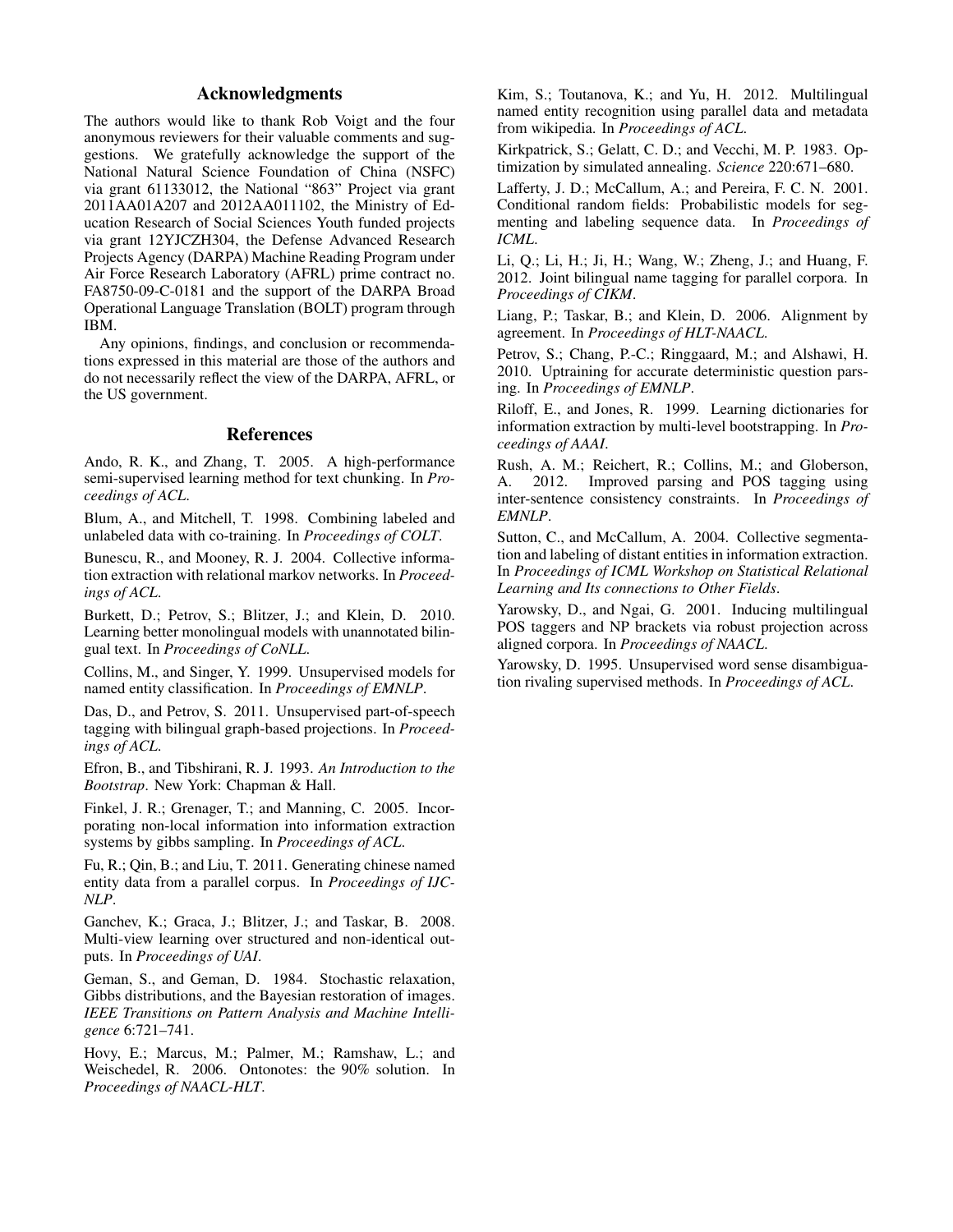## Acknowledgments

The authors would like to thank Rob Voigt and the four anonymous reviewers for their valuable comments and suggestions. We gratefully acknowledge the support of the National Natural Science Foundation of China (NSFC) via grant 61133012, the National "863" Project via grant 2011AA01A207 and 2012AA011102, the Ministry of Education Research of Social Sciences Youth funded projects via grant 12YJCZH304, the Defense Advanced Research Projects Agency (DARPA) Machine Reading Program under Air Force Research Laboratory (AFRL) prime contract no. FA8750-09-C-0181 and the support of the DARPA Broad Operational Language Translation (BOLT) program through IBM.

Any opinions, findings, and conclusion or recommendations expressed in this material are those of the authors and do not necessarily reflect the view of the DARPA, AFRL, or the US government.

## References

Ando, R. K., and Zhang, T. 2005. A high-performance semi-supervised learning method for text chunking. In *Proceedings of ACL*.

Blum, A., and Mitchell, T. 1998. Combining labeled and unlabeled data with co-training. In *Proceedings of COLT*.

Bunescu, R., and Mooney, R. J. 2004. Collective information extraction with relational markov networks. In *Proceedings of ACL*.

Burkett, D.; Petrov, S.; Blitzer, J.; and Klein, D. 2010. Learning better monolingual models with unannotated bilingual text. In *Proceedings of CoNLL*.

Collins, M., and Singer, Y. 1999. Unsupervised models for named entity classification. In *Proceedings of EMNLP*.

Das, D., and Petrov, S. 2011. Unsupervised part-of-speech tagging with bilingual graph-based projections. In *Proceedings of ACL*.

Efron, B., and Tibshirani, R. J. 1993. *An Introduction to the Bootstrap*. New York: Chapman & Hall.

Finkel, J. R.; Grenager, T.; and Manning, C. 2005. Incorporating non-local information into information extraction systems by gibbs sampling. In *Proceedings of ACL*.

Fu, R.; Qin, B.; and Liu, T. 2011. Generating chinese named entity data from a parallel corpus. In *Proceedings of IJCNLP*.

Ganchev, K.; Graca, J.; Blitzer, J.; and Taskar, B. 2008. Multi-view learning over structured and non-identical outputs. In *Proceedings of UAI*.

Geman, S., and Geman, D. 1984. Stochastic relaxation, Gibbs distributions, and the Bayesian restoration of images. *IEEE Transitions on Pattern Analysis and Machine Intelligence* 6:721–741.

Hovy, E.; Marcus, M.; Palmer, M.; Ramshaw, L.; and Weischedel, R. 2006. Ontonotes: the 90% solution. In *Proceedings of NAACL-HLT*.

Kim, S.; Toutanova, K.; and Yu, H. 2012. Multilingual named entity recognition using parallel data and metadata from wikipedia. In *Proceedings of ACL*.

Kirkpatrick, S.; Gelatt, C. D.; and Vecchi, M. P. 1983. Optimization by simulated annealing. *Science* 220:671–680.

Lafferty, J. D.; McCallum, A.; and Pereira, F. C. N. 2001. Conditional random fields: Probabilistic models for segmenting and labeling sequence data. In *Proceedings of ICML*.

Li, Q.; Li, H.; Ji, H.; Wang, W.; Zheng, J.; and Huang, F. 2012. Joint bilingual name tagging for parallel corpora. In *Proceedings of CIKM*.

Liang, P.; Taskar, B.; and Klein, D. 2006. Alignment by agreement. In *Proceedings of HLT-NAACL*.

Petrov, S.; Chang, P.-C.; Ringgaard, M.; and Alshawi, H. 2010. Uptraining for accurate deterministic question parsing. In *Proceedings of EMNLP*.

Riloff, E., and Jones, R. 1999. Learning dictionaries for information extraction by multi-level bootstrapping. In *Proceedings of AAAI*.

Rush, A. M.; Reichert, R.; Collins, M.; and Globerson, A. 2012. Improved parsing and POS tagging using inter-sentence consistency constraints. In *Proceedings of EMNLP*.

Sutton, C., and McCallum, A. 2004. Collective segmentation and labeling of distant entities in information extraction. In *Proceedings of ICML Workshop on Statistical Relational Learning and Its connections to Other Fields*.

Yarowsky, D., and Ngai, G. 2001. Inducing multilingual POS taggers and NP brackets via robust projection across aligned corpora. In *Proceedings of NAACL*.

Yarowsky, D. 1995. Unsupervised word sense disambiguation rivaling supervised methods. In *Proceedings of ACL*.